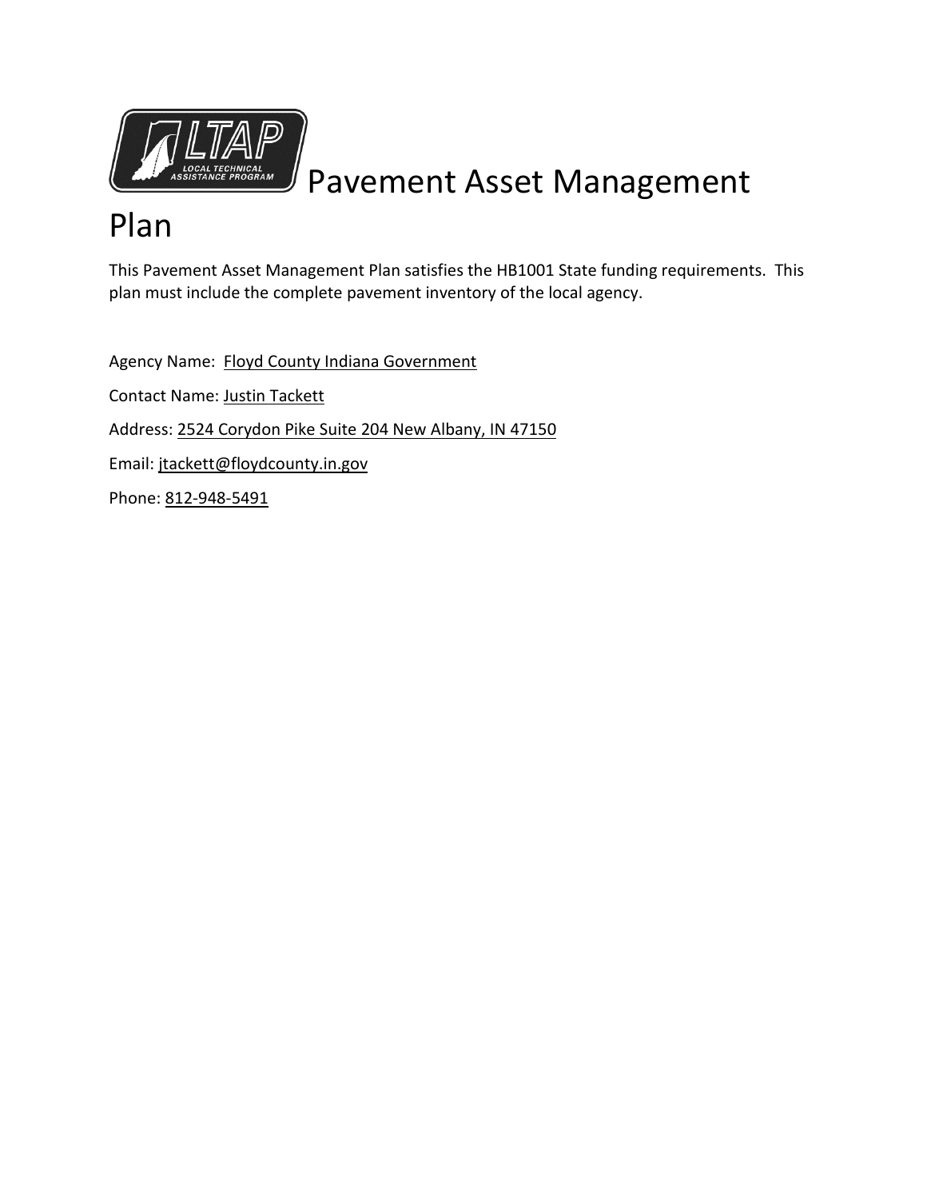# Pavement Asset Management Plan

This Pavement Asset Management Plan satisfies the HB1001 State funding requirements. This plan must include the complete pavement inventory of the local agency.

Agency Name: Floyd County Indiana Government

Contact Name: Justin Tackett

Address: 2524 Corydon Pike Suite 204 New Albany, IN 47150

Email: jtackett@floydcounty.in.gov

Phone: 812-948-5491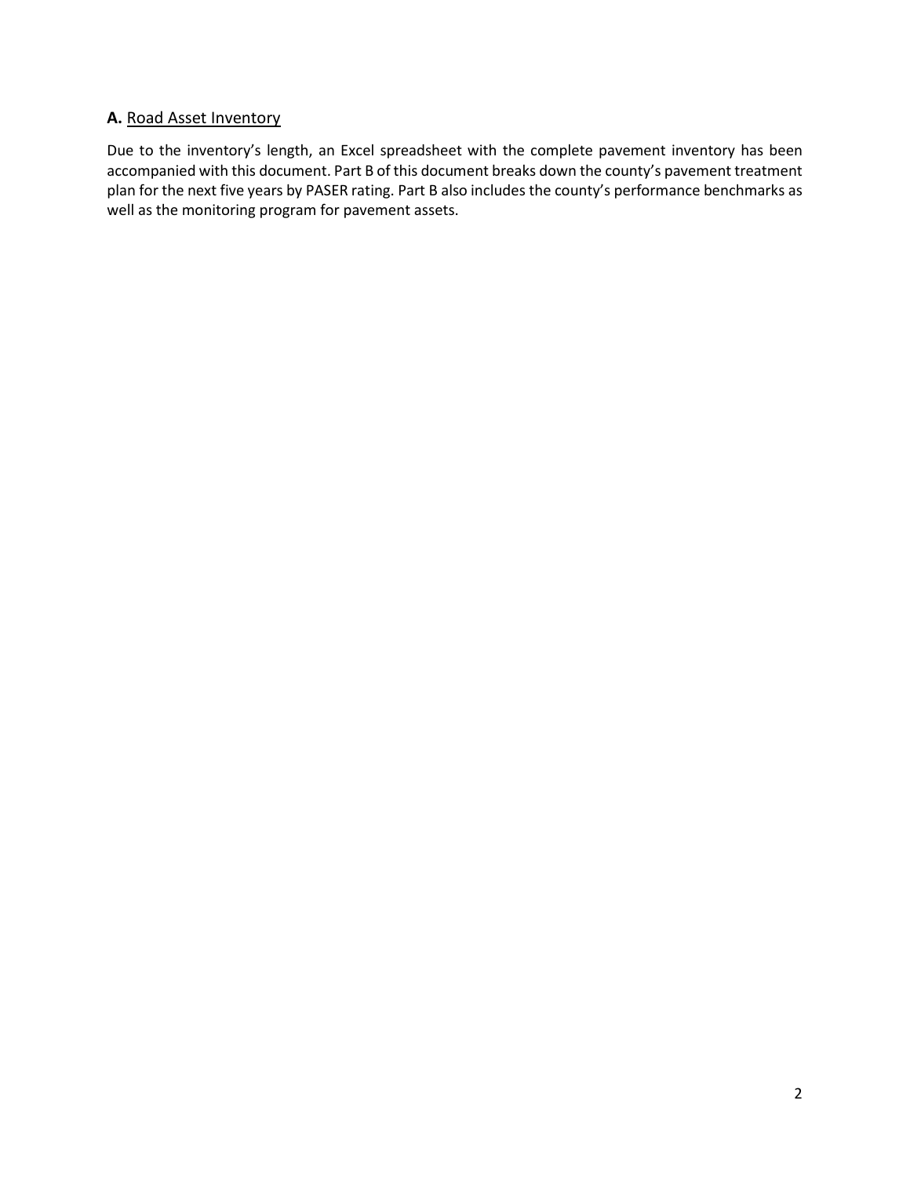## **A.** Road Asset Inventory

Due to the inventory's length, an Excel spreadsheet with the complete pavement inventory has been accompanied with this document. Part B of this document breaks down the county's pavement treatment plan for the next five years by PASER rating. Part B also includes the county's performance benchmarks as well as the monitoring program for pavement assets.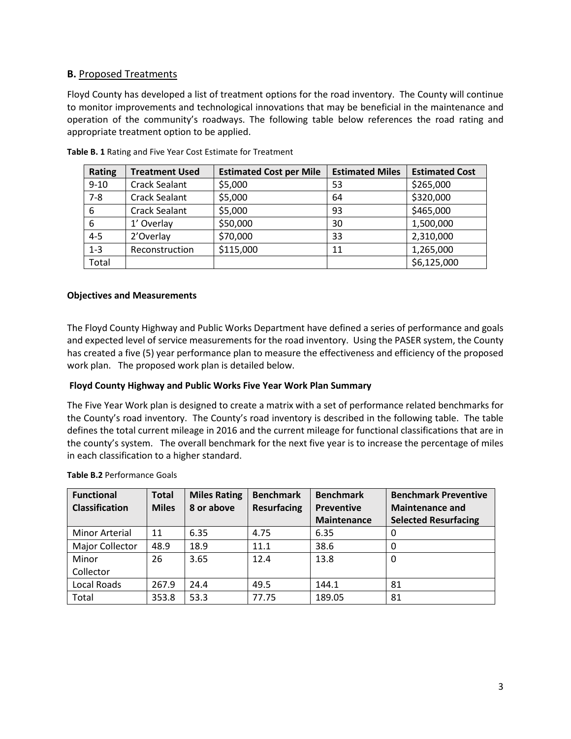## **B.** Proposed Treatments

Floyd County has developed a list of treatment options for the road inventory. The County will continue to monitor improvements and technological innovations that may be beneficial in the maintenance and operation of the community's roadways. The following table below references the road rating and appropriate treatment option to be applied.

**Table B. 1** Rating and Five Year Cost Estimate for Treatment

| Rating | Treatment Used | Estimated Cost per Mile | Estimated Miles | Estimated Cost |
|---|---|---|---|---|
| 9-10 | Crack Sealant | $5,000 | 53 | $265,000 |
| 7-8 | Crack Sealant | $5,000 | 64 | $320,000 |
| 6 | Crack Sealant | $5,000 | 93 | $465,000 |
| 6 | 1' Overlay | $50,000 | 30 | 1,500,000 |
| 4-5 | 2'Overlay | $70,000 | 33 | 2,310,000 |
| 1-3 | Reconstruction | $115,000 | 11 | 1,265,000 |
| Total | | | | $6,125,000 |

**Objectives and Measurements**

The Floyd County Highway and Public Works Department have defined a series of performance and goals and expected level of service measurements for the road inventory. Using the PASER system, the County has created a five (5) year performance plan to measure the effectiveness and efficiency of the proposed work plan. The proposed work plan is detailed below.

**Floyd County Highway and Public Works Five Year Work Plan Summary**

The Five Year Work plan is designed to create a matrix with a set of performance related benchmarks for the County's road inventory. The County's road inventory is described in the following table. The table defines the total current mileage in 2016 and the current mileage for functional classifications that are in the county's system. The overall benchmark for the next five year is to increase the percentage of miles in each classification to a higher standard.

**Table B.2** Performance Goals

| Functional Classification | Total Miles | Miles Rating 8 or above | Benchmark Resurfacing | Benchmark Preventive Maintenance | Benchmark Preventive Maintenance and Selected Resurfacing |
|---|---|---|---|---|---|
| Minor Arterial | 11 | 6.35 | 4.75 | 6.35 | 0 |
| Major Collector | 48.9 | 18.9 | 11.1 | 38.6 | 0 |
| Minor Collector | 26 | 3.65 | 12.4 | 13.8 | 0 |
| Local Roads | 267.9 | 24.4 | 49.5 | 144.1 | 81 |
| Total | 353.8 | 53.3 | 77.75 | 189.05 | 81 |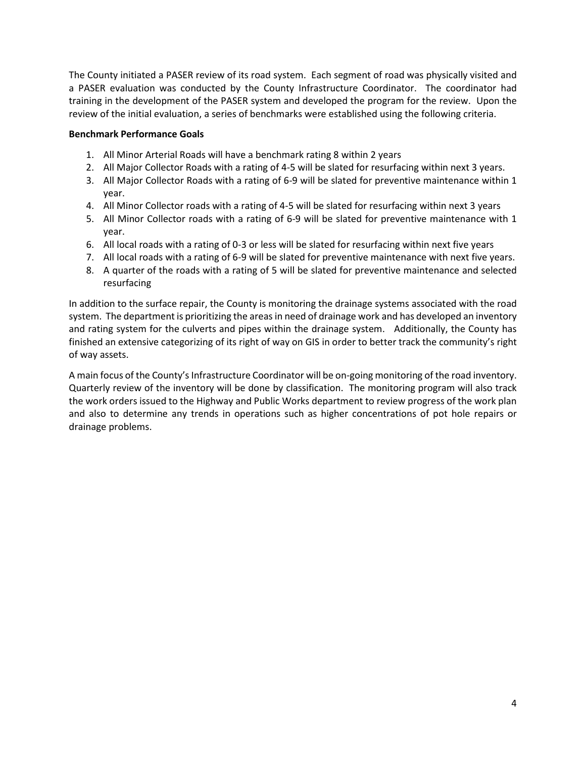The County initiated a PASER review of its road system. Each segment of road was physically visited and a PASER evaluation was conducted by the County Infrastructure Coordinator. The coordinator had training in the development of the PASER system and developed the program for the review. Upon the review of the initial evaluation, a series of benchmarks were established using the following criteria.

**Benchmark Performance Goals**

1. All Minor Arterial Roads will have a benchmark rating 8 within 2 years
2. All Major Collector Roads with a rating of 4-5 will be slated for resurfacing within next 3 years.
3. All Major Collector Roads with a rating of 6-9 will be slated for preventive maintenance within 1 year.
4. All Minor Collector roads with a rating of 4-5 will be slated for resurfacing within next 3 years
5. All Minor Collector roads with a rating of 6-9 will be slated for preventive maintenance with 1 year.
6. All local roads with a rating of 0-3 or less will be slated for resurfacing within next five years
7. All local roads with a rating of 6-9 will be slated for preventive maintenance with next five years.
8. A quarter of the roads with a rating of 5 will be slated for preventive maintenance and selected resurfacing

In addition to the surface repair, the County is monitoring the drainage systems associated with the road system. The department is prioritizing the areas in need of drainage work and has developed an inventory and rating system for the culverts and pipes within the drainage system. Additionally, the County has finished an extensive categorizing of its right of way on GIS in order to better track the community's right of way assets.

A main focus of the County's Infrastructure Coordinator will be on-going monitoring of the road inventory. Quarterly review of the inventory will be done by classification. The monitoring program will also track the work orders issued to the Highway and Public Works department to review progress of the work plan and also to determine any trends in operations such as higher concentrations of pot hole repairs or drainage problems.